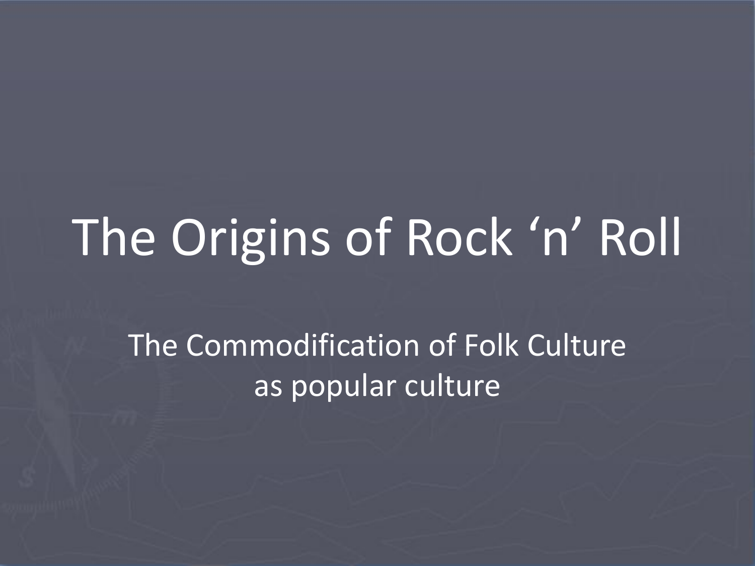# The Origins of Rock ‘n’ Roll

The Commodification of Folk Culture as popular culture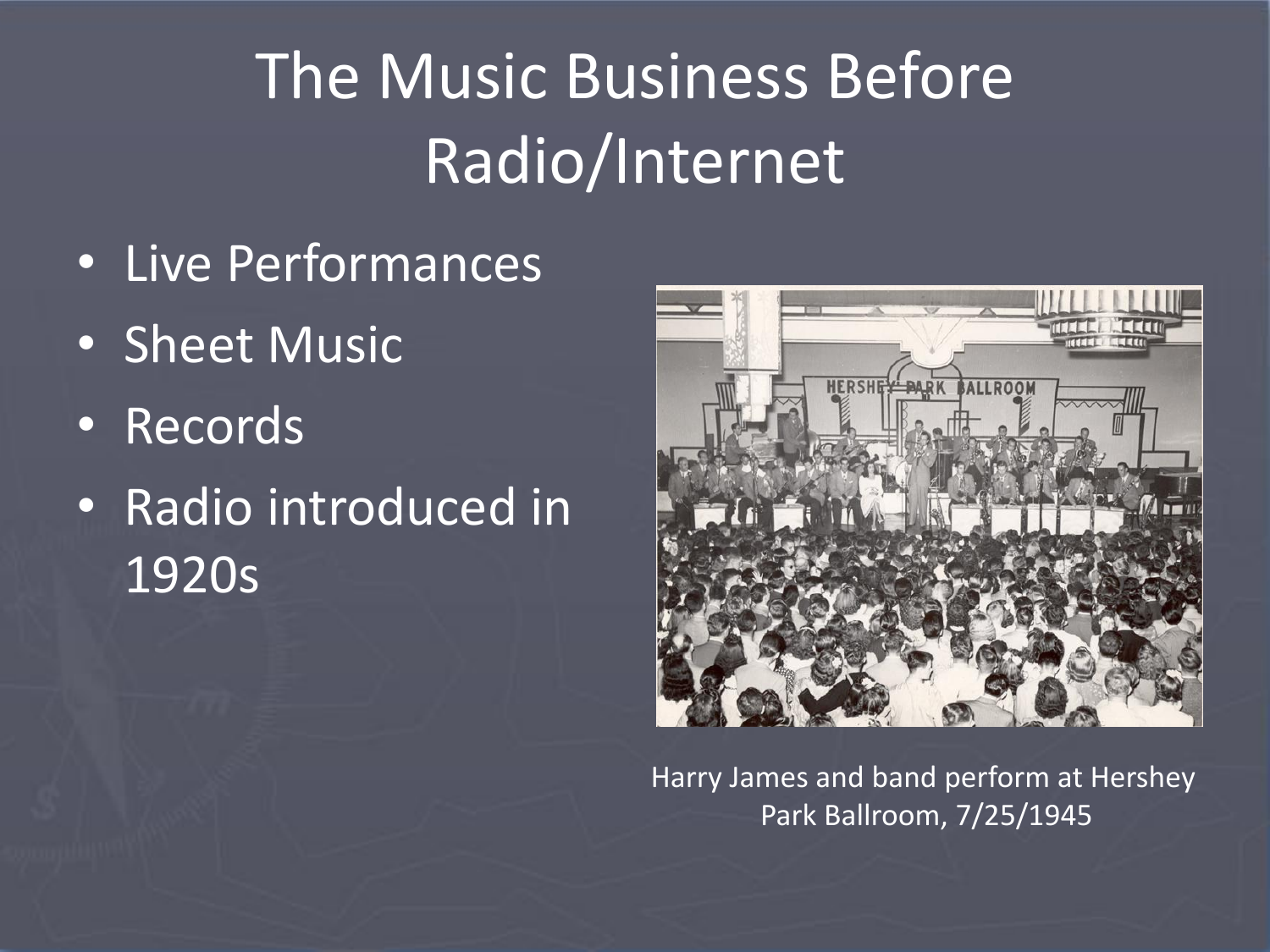# The Music Business Before Radio/Internet

- Live Performances
- Sheet Music
- Records
- Radio introduced in 1920s

Harry James and band perform at Hershey Park Ballroom, 7/25/1945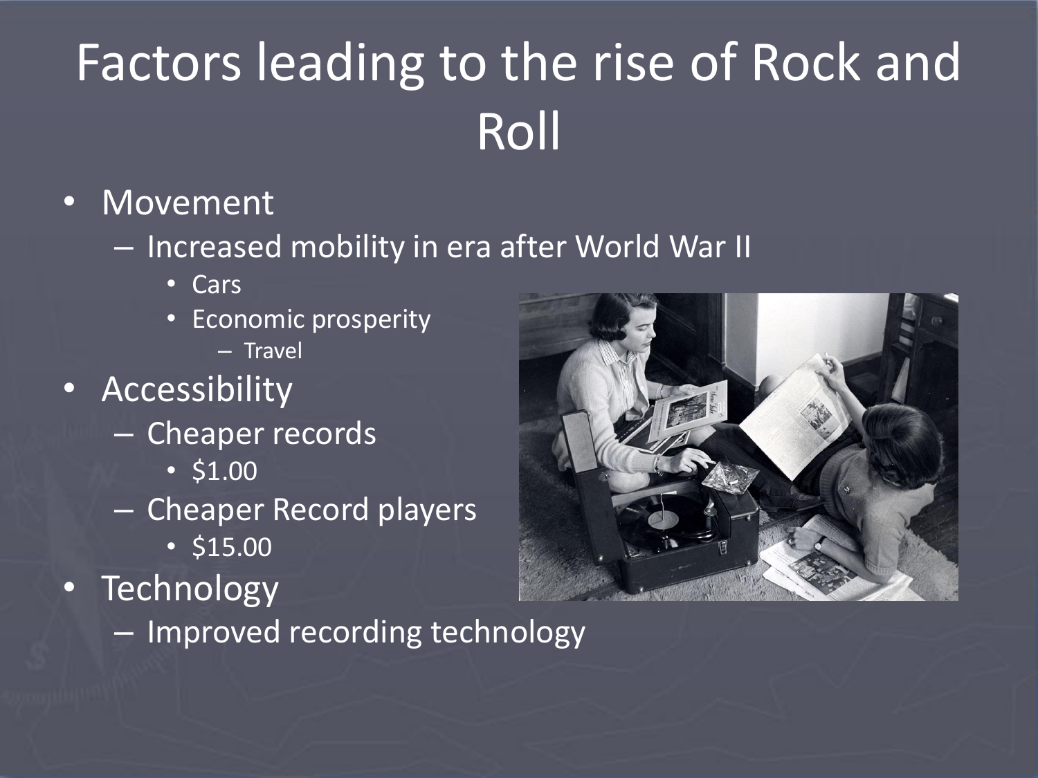# Factors leading to the rise of Rock and Roll

- Movement
  - Increased mobility in era after World War II
    - Cars
    - Economic prosperity
      - Travel
- Accessibility
  - Cheaper records
    - $1.00
  - Cheaper Record players
    - $15.00
- Technology
  - Improved recording technology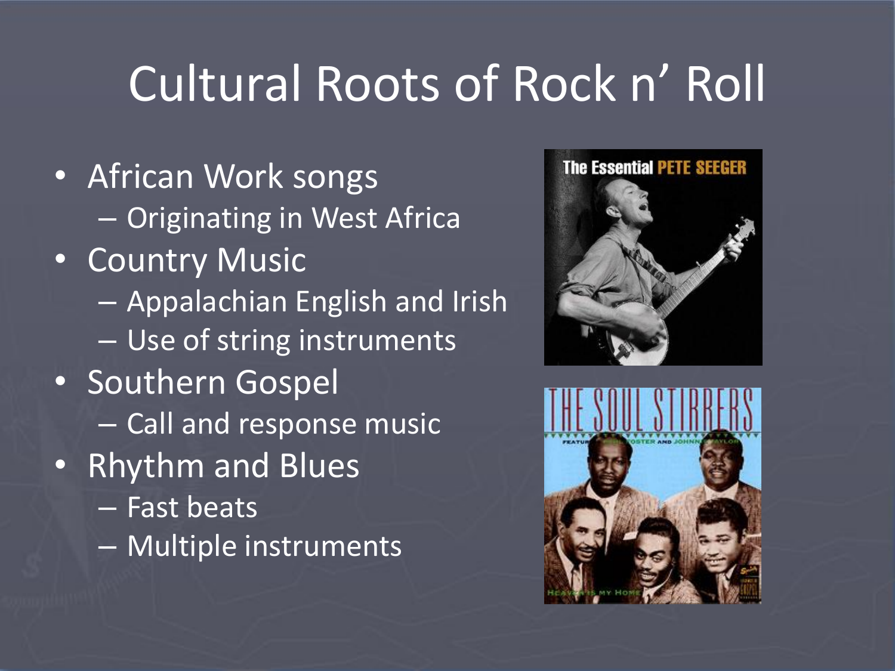# Cultural Roots of Rock n' Roll

- African Work songs
  - Originating in West Africa
- Country Music
  - Appalachian English and Irish
  - Use of string instruments
- Southern Gospel
  - Call and response music
- Rhythm and Blues
  - Fast beats
  - Multiple instruments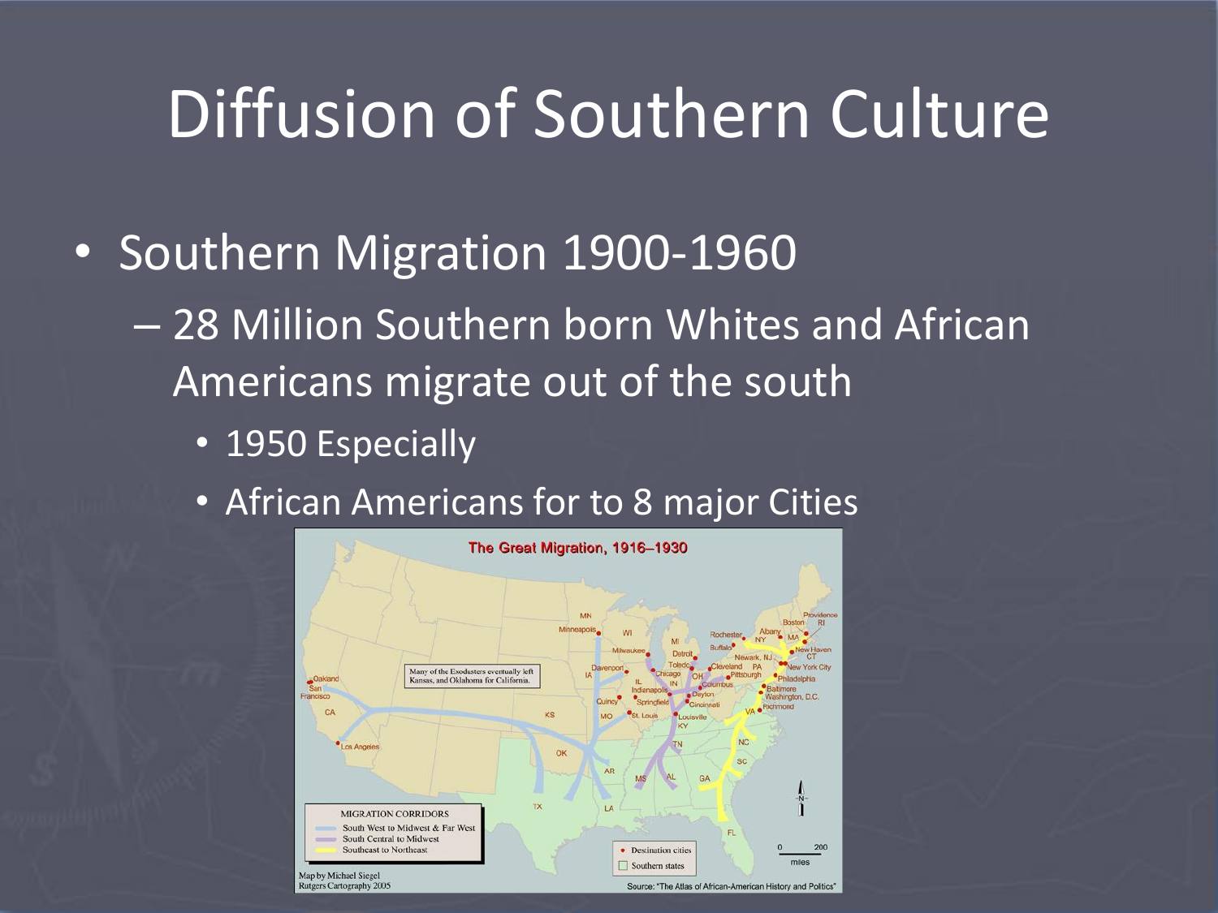# Diffusion of Southern Culture

- Southern Migration 1900-1960
  - 28 Million Southern born Whites and African Americans migrate out of the south
    - 1950 Especially
    - African Americans for to 8 major Cities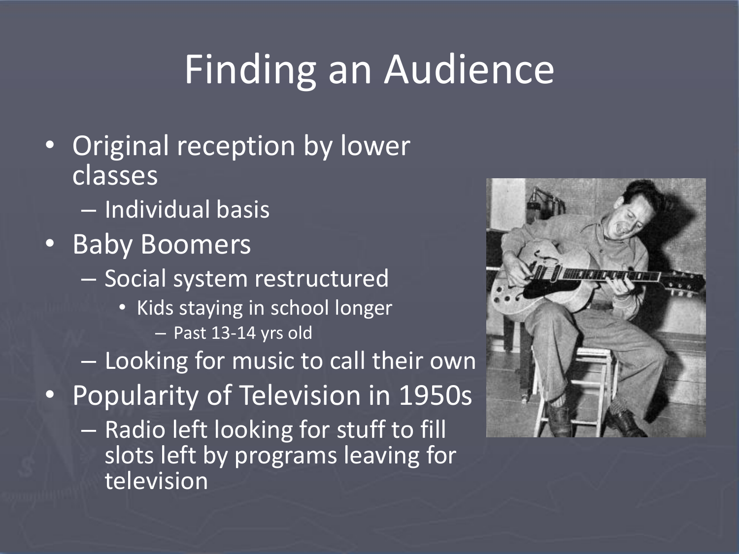# Finding an Audience

- Original reception by lower classes
  - Individual basis
- Baby Boomers
  - Social system restructured
    - Kids staying in school longer
      - Past 13-14 yrs old
  - Looking for music to call their own
- Popularity of Television in 1950s
  - Radio left looking for stuff to fill slots left by programs leaving for television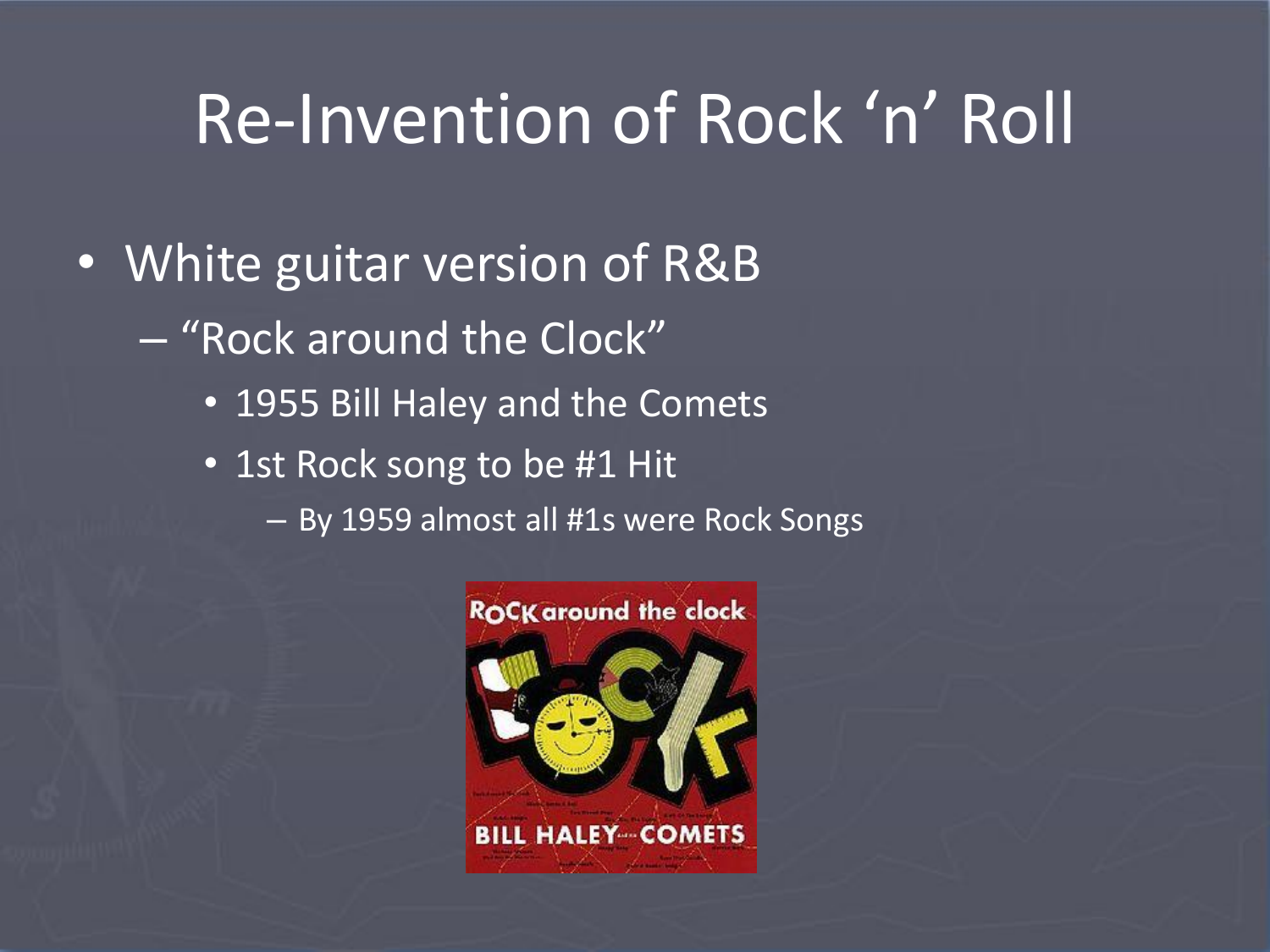# Re-Invention of Rock ‘n’ Roll

- White guitar version of R&B
  - “Rock around the Clock”
    - 1955 Bill Haley and the Comets
    - 1st Rock song to be #1 Hit
      - By 1959 almost all #1s were Rock Songs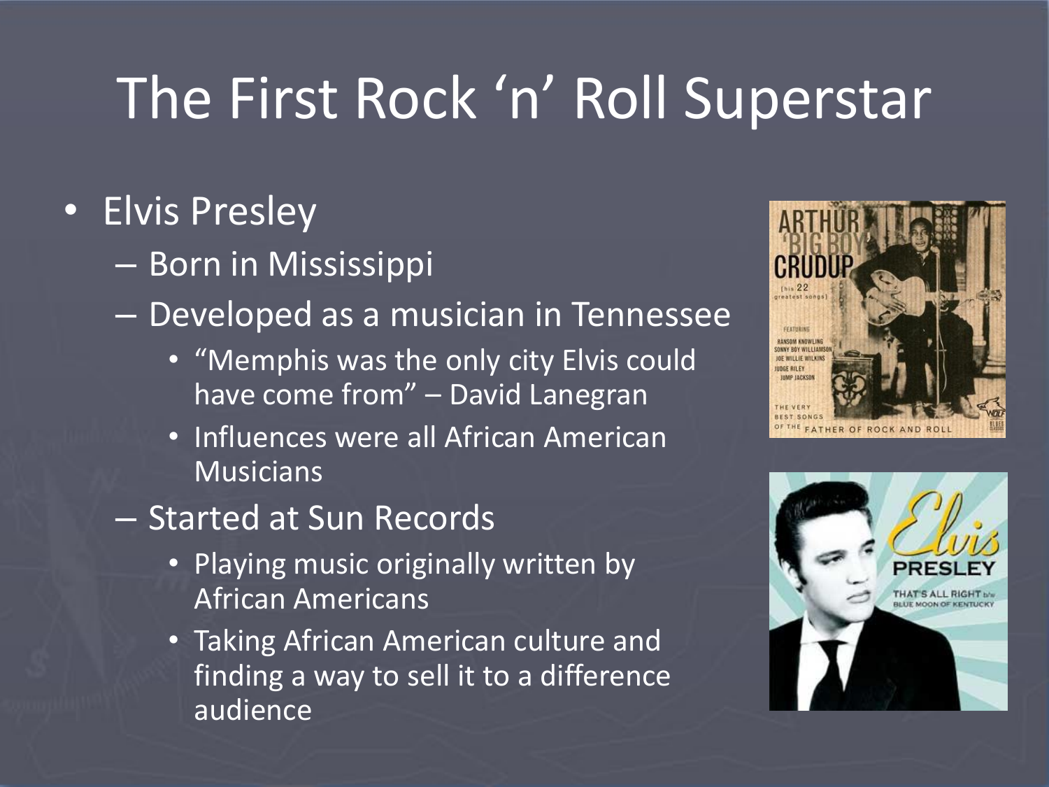# The First Rock 'n' Roll Superstar

- Elvis Presley
  - Born in Mississippi
  - Developed as a musician in Tennessee
    - "Memphis was the only city Elvis could have come from" – David Lanegran
    - Influences were all African American Musicians
  - Started at Sun Records
    - Playing music originally written by African Americans
    - Taking African American culture and finding a way to sell it to a difference audience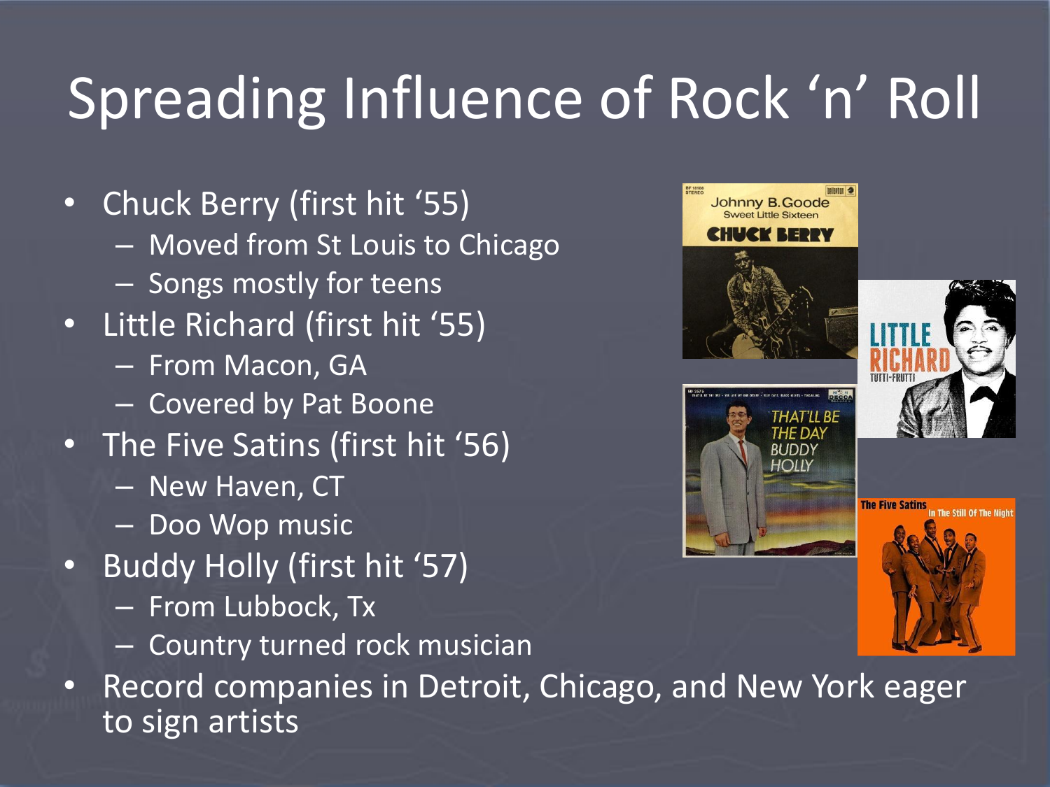# Spreading Influence of Rock 'n' Roll

- Chuck Berry (first hit '55)
  - Moved from St Louis to Chicago
  - Songs mostly for teens
- Little Richard (first hit '55)
  - From Macon, GA
  - Covered by Pat Boone
- The Five Satins (first hit '56)
  - New Haven, CT
  - Doo Wop music
- Buddy Holly (first hit '57)
  - From Lubbock, Tx
  - Country turned rock musician
- Record companies in Detroit, Chicago, and New York eager to sign artists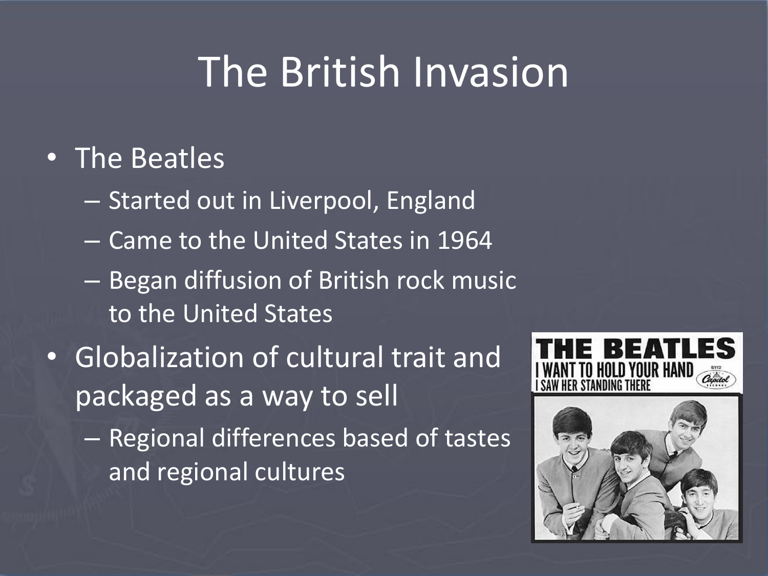# The British Invasion

- The Beatles
  - Started out in Liverpool, England
  - Came to the United States in 1964
  - Began diffusion of British rock music to the United States
- Globalization of cultural trait and packaged as a way to sell
  - Regional differences based of tastes and regional cultures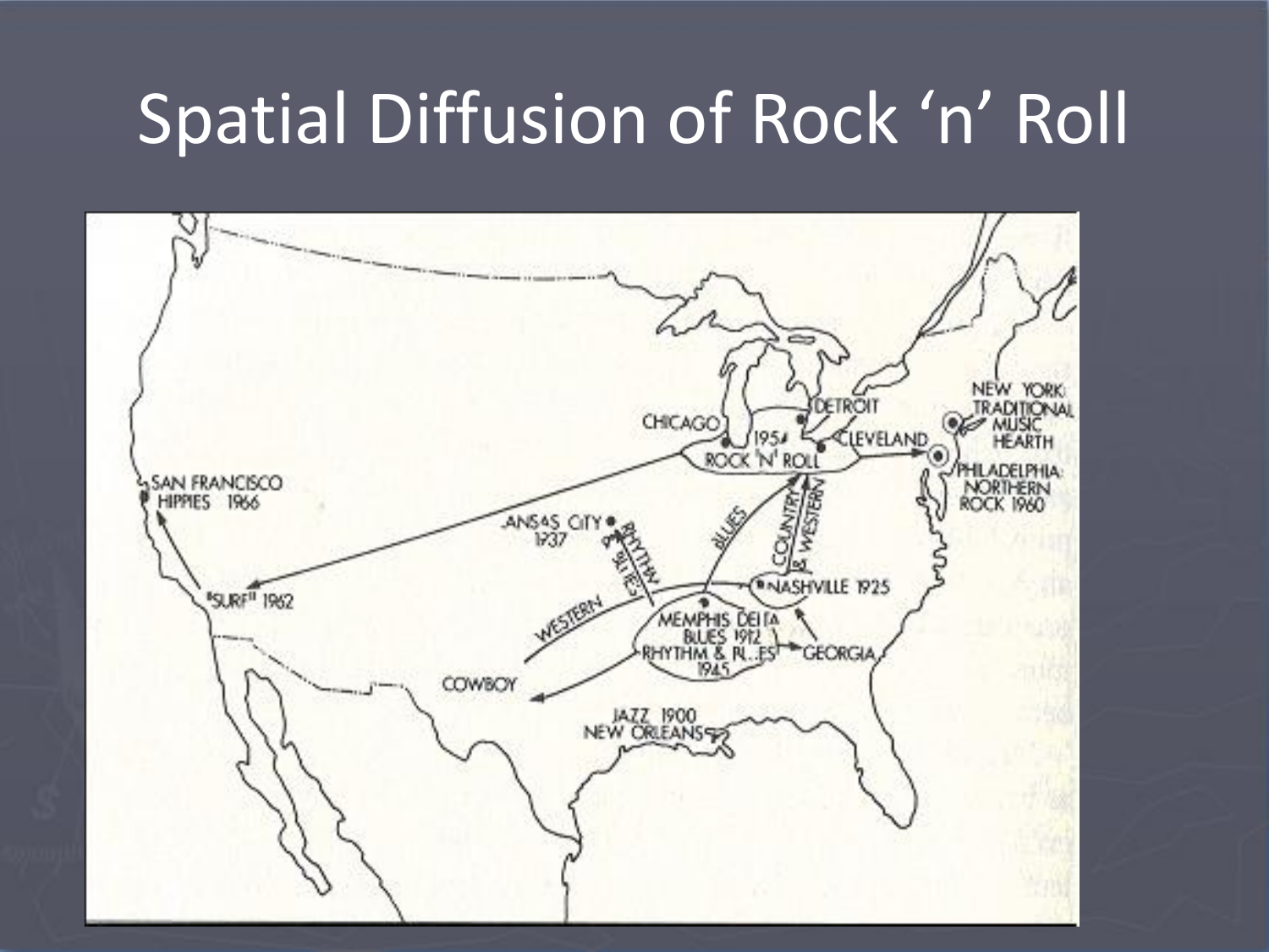# Spatial Diffusion of Rock 'n' Roll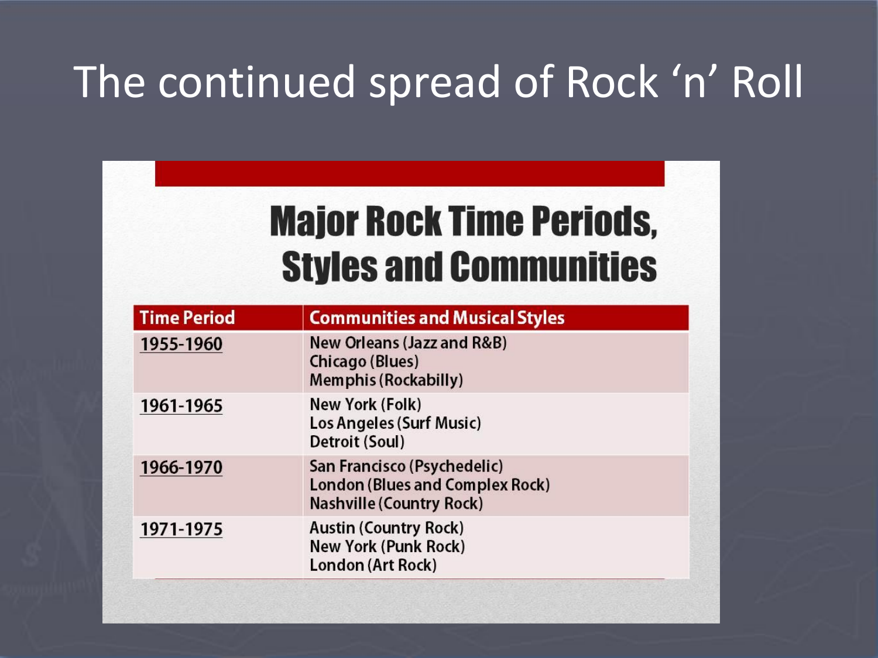# The continued spread of Rock 'n' Roll

## Major Rock Time Periods, Styles and Communities

| Time Period | Communities and Musical Styles |
|---|---|
| 1955-1960 | New Orleans (Jazz and R&B)<br>Chicago (Blues)<br>Memphis (Rockabilly) |
| 1961-1965 | New York (Folk)<br>Los Angeles (Surf Music)<br>Detroit (Soul) |
| 1966-1970 | San Francisco (Psychedelic)<br>London (Blues and Complex Rock)<br>Nashville (Country Rock) |
| 1971-1975 | Austin (Country Rock)<br>New York (Punk Rock)<br>London (Art Rock) |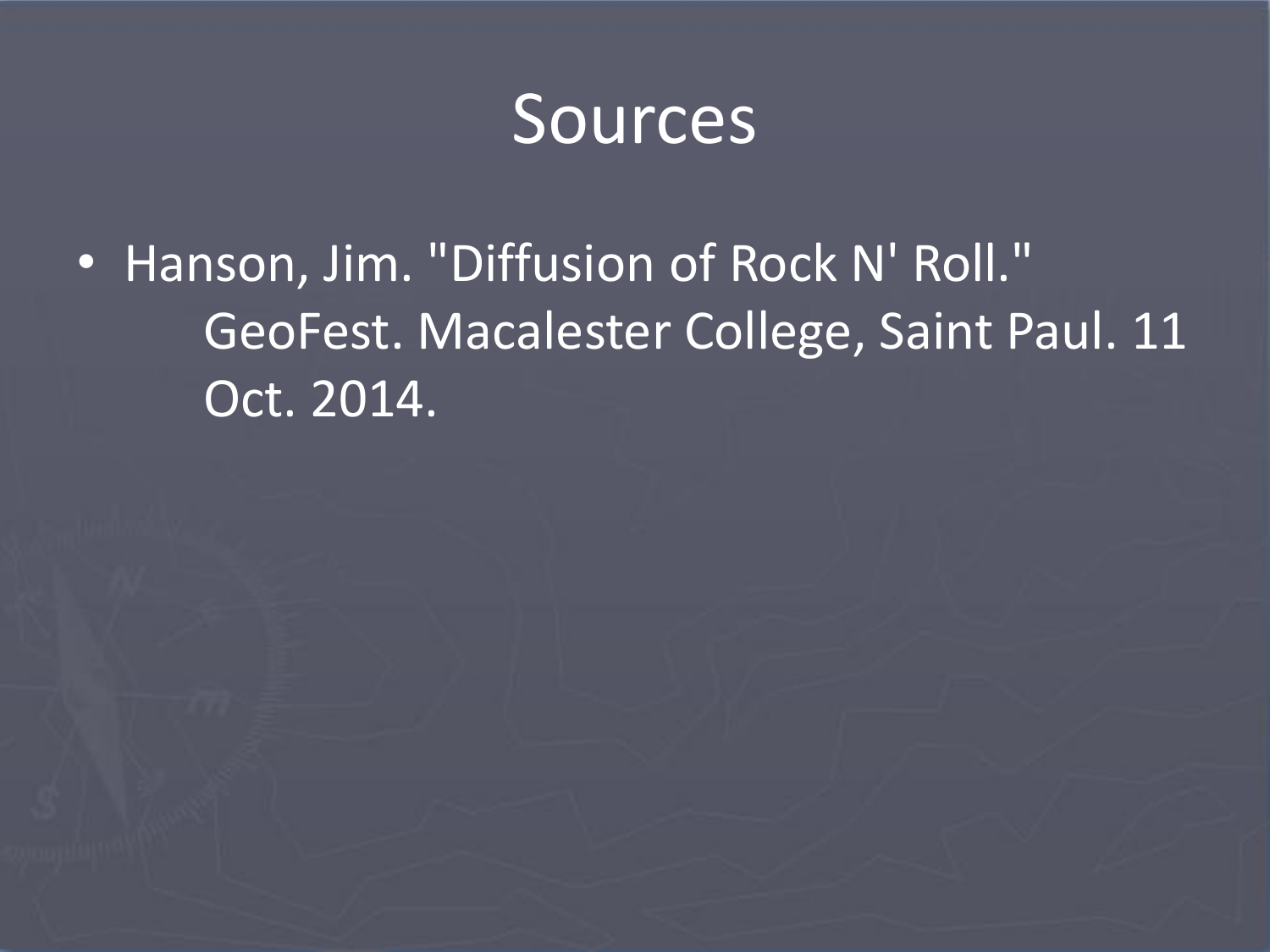# Sources

- Hanson, Jim. "Diffusion of Rock N' Roll." GeoFest. Macalester College, Saint Paul. 11 Oct. 2014.